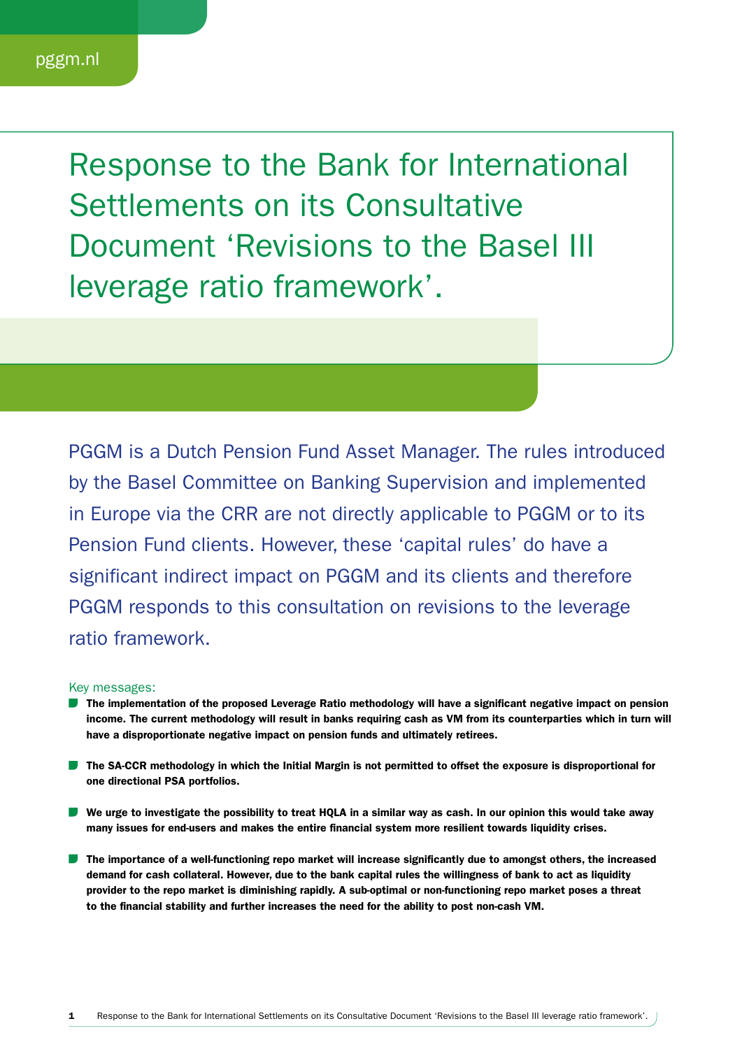# Response to the Bank for International Settlements on its Consultative Document 'Revisions to the Basel III leverage ratio framework'.

PGGM is a Dutch Pension Fund Asset Manager. The rules introduced by the Basel Committee on Banking Supervision and implemented in Europe via the CRR are not directly applicable to PGGM or to its Pension Fund clients. However, these 'capital rules' do have a significant indirect impact on PGGM and its clients and therefore PGGM responds to this consultation on revisions to the leverage ratio framework.

Key messages:

- **The implementation of the proposed Leverage Ratio methodology will have a significant negative impact on pension income. The current methodology will result in banks requiring cash as VM from its counterparties which in turn will have a disproportionate negative impact on pension funds and ultimately retirees.**
- **The SA-CCR methodology in which the Initial Margin is not permitted to offset the exposure is disproportional for one directional PSA portfolios.**
- **We urge to investigate the possibility to treat HQLA in a similar way as cash. In our opinion this would take away many issues for end-users and makes the entire financial system more resilient towards liquidity crises.**
- **The importance of a well-functioning repo market will increase significantly due to amongst others, the increased demand for cash collateral. However, due to the bank capital rules the willingness of bank to act as liquidity provider to the repo market is diminishing rapidly. A sub-optimal or non-functioning repo market poses a threat to the financial stability and further increases the need for the ability to post non-cash VM.**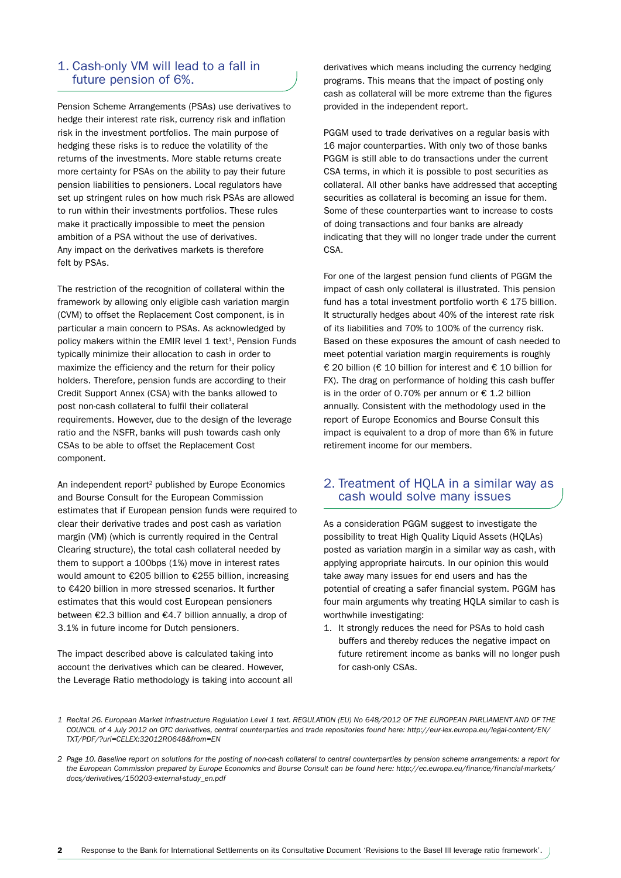## 1. Cash-only VM will lead to a fall in future pension of 6%.

Pension Scheme Arrangements (PSAs) use derivatives to hedge their interest rate risk, currency risk and inflation risk in the investment portfolios. The main purpose of hedging these risks is to reduce the volatility of the returns of the investments. More stable returns create more certainty for PSAs on the ability to pay their future pension liabilities to pensioners. Local regulators have set up stringent rules on how much risk PSAs are allowed to run within their investments portfolios. These rules make it practically impossible to meet the pension ambition of a PSA without the use of derivatives. Any impact on the derivatives markets is therefore felt by PSAs.

The restriction of the recognition of collateral within the framework by allowing only eligible cash variation margin (CVM) to offset the Replacement Cost component, is in particular a main concern to PSAs. As acknowledged by policy makers within the EMIR level 1 text[1], Pension Funds typically minimize their allocation to cash in order to maximize the efficiency and the return for their policy holders. Therefore, pension funds are according to their Credit Support Annex (CSA) with the banks allowed to post non-cash collateral to fulfil their collateral requirements. However, due to the design of the leverage ratio and the NSFR, banks will push towards cash only CSAs to be able to offset the Replacement Cost component.

An independent report[2] published by Europe Economics and Bourse Consult for the European Commission estimates that if European pension funds were required to clear their derivative trades and post cash as variation margin (VM) (which is currently required in the Central Clearing structure), the total cash collateral needed by them to support a 100bps (1%) move in interest rates would amount to €205 billion to €255 billion, increasing to €420 billion in more stressed scenarios. It further estimates that this would cost European pensioners between €2.3 billion and €4.7 billion annually, a drop of 3.1% in future income for Dutch pensioners.

The impact described above is calculated taking into account the derivatives which can be cleared. However, the Leverage Ratio methodology is taking into account all derivatives which means including the currency hedging programs. This means that the impact of posting only cash as collateral will be more extreme than the figures provided in the independent report.

PGGM used to trade derivatives on a regular basis with 16 major counterparties. With only two of those banks PGGM is still able to do transactions under the current CSA terms, in which it is possible to post securities as collateral. All other banks have addressed that accepting securities as collateral is becoming an issue for them. Some of these counterparties want to increase to costs of doing transactions and four banks are already indicating that they will no longer trade under the current CSA.

For one of the largest pension fund clients of PGGM the impact of cash only collateral is illustrated. This pension fund has a total investment portfolio worth € 175 billion. It structurally hedges about 40% of the interest rate risk of its liabilities and 70% to 100% of the currency risk. Based on these exposures the amount of cash needed to meet potential variation margin requirements is roughly € 20 billion (€ 10 billion for interest and € 10 billion for FX). The drag on performance of holding this cash buffer is in the order of 0.70% per annum or € 1.2 billion annually. Consistent with the methodology used in the report of Europe Economics and Bourse Consult this impact is equivalent to a drop of more than 6% in future retirement income for our members.

## 2. Treatment of HQLA in a similar way as cash would solve many issues

As a consideration PGGM suggest to investigate the possibility to treat High Quality Liquid Assets (HQLAs) posted as variation margin in a similar way as cash, with applying appropriate haircuts. In our opinion this would take away many issues for end users and has the potential of creating a safer financial system. PGGM has four main arguments why treating HQLA similar to cash is worthwhile investigating:

1. It strongly reduces the need for PSAs to hold cash buffers and thereby reduces the negative impact on future retirement income as banks will no longer push for cash-only CSAs.

---

*1 Recital 26. European Market Infrastructure Regulation Level 1 text. REGULATION (EU) No 648/2012 OF THE EUROPEAN PARLIAMENT AND OF THE COUNCIL of 4 July 2012 on OTC derivatives, central counterparties and trade repositories found here: http://eur-lex.europa.eu/legal-content/EN/TXT/PDF/?uri=CELEX:32012R0648&from=EN*

*2 Page 10. Baseline report on solutions for the posting of non-cash collateral to central counterparties by pension scheme arrangements: a report for the European Commission prepared by Europe Economics and Bourse Consult can be found here: http://ec.europa.eu/finance/financial-markets/docs/derivatives/150203-external-study_en.pdf*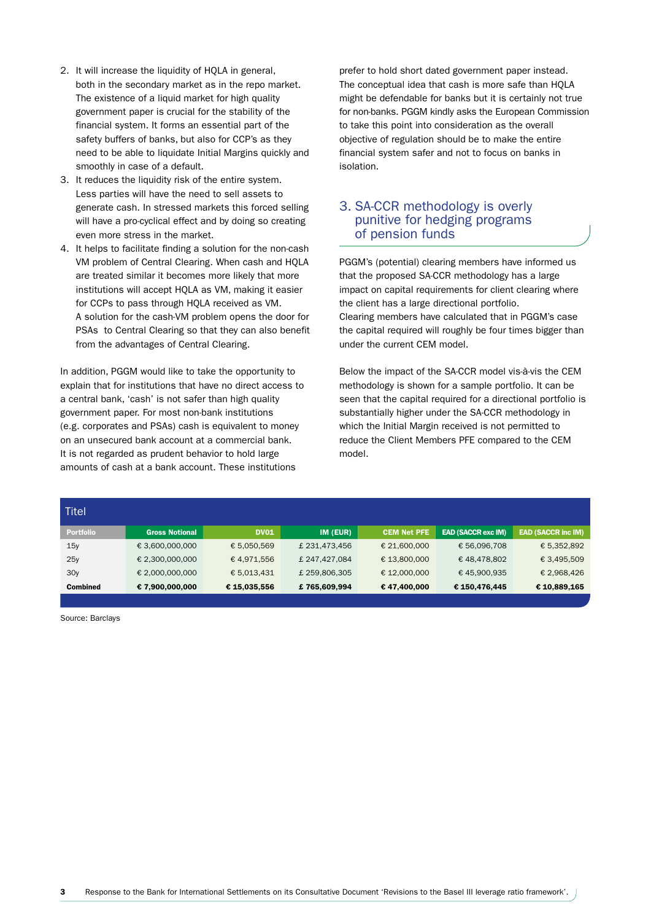2. It will increase the liquidity of HQLA in general, both in the secondary market as in the repo market. The existence of a liquid market for high quality government paper is crucial for the stability of the financial system. It forms an essential part of the safety buffers of banks, but also for CCP's as they need to be able to liquidate Initial Margins quickly and smoothly in case of a default.
3. It reduces the liquidity risk of the entire system. Less parties will have the need to sell assets to generate cash. In stressed markets this forced selling will have a pro-cyclical effect and by doing so creating even more stress in the market.
4. It helps to facilitate finding a solution for the non-cash VM problem of Central Clearing. When cash and HQLA are treated similar it becomes more likely that more institutions will accept HQLA as VM, making it easier for CCPs to pass through HQLA received as VM. A solution for the cash-VM problem opens the door for PSAs to Central Clearing so that they can also benefit from the advantages of Central Clearing.

In addition, PGGM would like to take the opportunity to explain that for institutions that have no direct access to a central bank, 'cash' is not safer than high quality government paper. For most non-bank institutions (e.g. corporates and PSAs) cash is equivalent to money on an unsecured bank account at a commercial bank. It is not regarded as prudent behavior to hold large amounts of cash at a bank account. These institutions prefer to hold short dated government paper instead. The conceptual idea that cash is more safe than HQLA might be defendable for banks but it is certainly not true for non-banks. PGGM kindly asks the European Commission to take this point into consideration as the overall objective of regulation should be to make the entire financial system safer and not to focus on banks in isolation.

## 3. SA-CCR methodology is overly punitive for hedging programs of pension funds

PGGM's (potential) clearing members have informed us that the proposed SA-CCR methodology has a large impact on capital requirements for client clearing where the client has a large directional portfolio. Clearing members have calculated that in PGGM's case the capital required will roughly be four times bigger than under the current CEM model.

Below the impact of the SA-CCR model vis-à-vis the CEM methodology is shown for a sample portfolio. It can be seen that the capital required for a directional portfolio is substantially higher under the SA-CCR methodology in which the Initial Margin received is not permitted to reduce the Client Members PFE compared to the CEM model.

**Titel**

| Portfolio | Gross Notional | DV01 | IM (EUR) | CEM Net PFE | EAD (SACCR exc IM) | EAD (SACCR inc IM) |
|---|---|---|---|---|---|---|
| 15y | € 3,600,000,000 | € 5,050,569 | £ 231,473,456 | € 21,600,000 | € 56,096,708 | € 5,352,892 |
| 25y | € 2,300,000,000 | € 4,971,556 | £ 247,427,084 | € 13,800,000 | € 48,478,802 | € 3,495,509 |
| 30y | € 2,000,000,000 | € 5,013,431 | £ 259,806,305 | € 12,000,000 | € 45,900,935 | € 2,968,426 |
| **Combined** | **€ 7,900,000,000** | **€ 15,035,556** | **£ 765,609,994** | **€ 47,400,000** | **€ 150,476,445** | **€ 10,889,165** |

Source: Barclays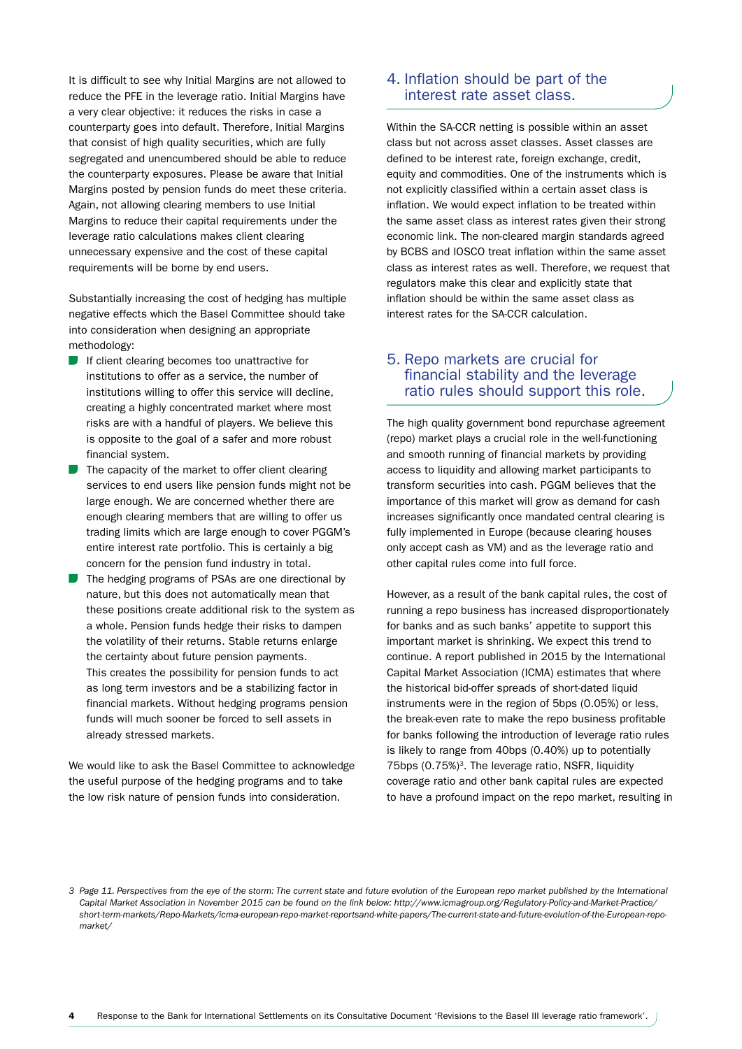It is difficult to see why Initial Margins are not allowed to reduce the PFE in the leverage ratio. Initial Margins have a very clear objective: it reduces the risks in case a counterparty goes into default. Therefore, Initial Margins that consist of high quality securities, which are fully segregated and unencumbered should be able to reduce the counterparty exposures. Please be aware that Initial Margins posted by pension funds do meet these criteria. Again, not allowing clearing members to use Initial Margins to reduce their capital requirements under the leverage ratio calculations makes client clearing unnecessary expensive and the cost of these capital requirements will be borne by end users.

Substantially increasing the cost of hedging has multiple negative effects which the Basel Committee should take into consideration when designing an appropriate methodology:

- If client clearing becomes too unattractive for institutions to offer as a service, the number of institutions willing to offer this service will decline, creating a highly concentrated market where most risks are with a handful of players. We believe this is opposite to the goal of a safer and more robust financial system.
- The capacity of the market to offer client clearing services to end users like pension funds might not be large enough. We are concerned whether there are enough clearing members that are willing to offer us trading limits which are large enough to cover PGGM's entire interest rate portfolio. This is certainly a big concern for the pension fund industry in total.
- The hedging programs of PSAs are one directional by nature, but this does not automatically mean that these positions create additional risk to the system as a whole. Pension funds hedge their risks to dampen the volatility of their returns. Stable returns enlarge the certainty about future pension payments. This creates the possibility for pension funds to act as long term investors and be a stabilizing factor in financial markets. Without hedging programs pension funds will much sooner be forced to sell assets in already stressed markets.

We would like to ask the Basel Committee to acknowledge the useful purpose of the hedging programs and to take the low risk nature of pension funds into consideration.

## 4. Inflation should be part of the interest rate asset class.

Within the SA-CCR netting is possible within an asset class but not across asset classes. Asset classes are defined to be interest rate, foreign exchange, credit, equity and commodities. One of the instruments which is not explicitly classified within a certain asset class is inflation. We would expect inflation to be treated within the same asset class as interest rates given their strong economic link. The non-cleared margin standards agreed by BCBS and IOSCO treat inflation within the same asset class as interest rates as well. Therefore, we request that regulators make this clear and explicitly state that inflation should be within the same asset class as interest rates for the SA-CCR calculation.

## 5. Repo markets are crucial for financial stability and the leverage ratio rules should support this role.

The high quality government bond repurchase agreement (repo) market plays a crucial role in the well-functioning and smooth running of financial markets by providing access to liquidity and allowing market participants to transform securities into cash. PGGM believes that the importance of this market will grow as demand for cash increases significantly once mandated central clearing is fully implemented in Europe (because clearing houses only accept cash as VM) and as the leverage ratio and other capital rules come into full force.

However, as a result of the bank capital rules, the cost of running a repo business has increased disproportionately for banks and as such banks' appetite to support this important market is shrinking. We expect this trend to continue. A report published in 2015 by the International Capital Market Association (ICMA) estimates that where the historical bid-offer spreads of short-dated liquid instruments were in the region of 5bps (0.05%) or less, the break-even rate to make the repo business profitable for banks following the introduction of leverage ratio rules is likely to range from 40bps (0.40%) up to potentially 75bps (0.75%)[3]. The leverage ratio, NSFR, liquidity coverage ratio and other bank capital rules are expected to have a profound impact on the repo market, resulting in

*3 Page 11. Perspectives from the eye of the storm: The current state and future evolution of the European repo market published by the International Capital Market Association in November 2015 can be found on the link below: http://www.icmagroup.org/Regulatory-Policy-and-Market-Practice/short-term-markets/Repo-Markets/icma-european-repo-market-reportsand-white-papers/The-current-state-and-future-evolution-of-the-European-repo-market/*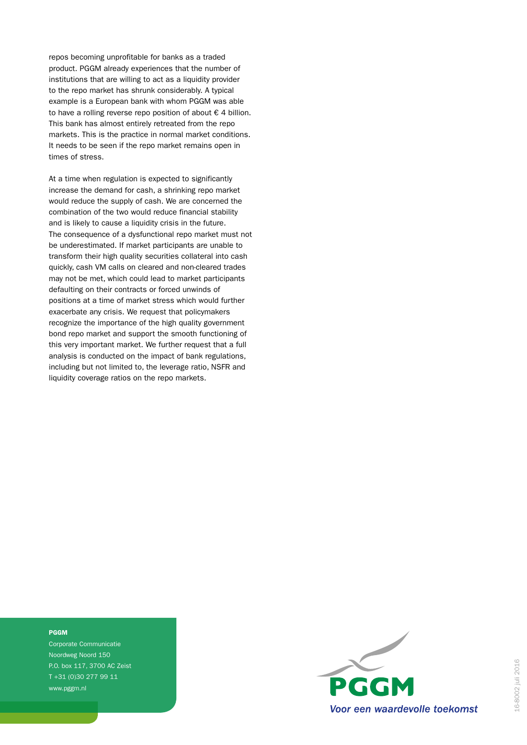repos becoming unprofitable for banks as a traded product. PGGM already experiences that the number of institutions that are willing to act as a liquidity provider to the repo market has shrunk considerably. A typical example is a European bank with whom PGGM was able to have a rolling reverse repo position of about € 4 billion. This bank has almost entirely retreated from the repo markets. This is the practice in normal market conditions. It needs to be seen if the repo market remains open in times of stress.

At a time when regulation is expected to significantly increase the demand for cash, a shrinking repo market would reduce the supply of cash. We are concerned the combination of the two would reduce financial stability and is likely to cause a liquidity crisis in the future. The consequence of a dysfunctional repo market must not be underestimated. If market participants are unable to transform their high quality securities collateral into cash quickly, cash VM calls on cleared and non-cleared trades may not be met, which could lead to market participants defaulting on their contracts or forced unwinds of positions at a time of market stress which would further exacerbate any crisis. We request that policymakers recognize the importance of the high quality government bond repo market and support the smooth functioning of this very important market. We further request that a full analysis is conducted on the impact of bank regulations, including but not limited to, the leverage ratio, NSFR and liquidity coverage ratios on the repo markets.

**PGGM**
Corporate Communicatie
Noordweg Noord 150
P.O. box 117, 3700 AC Zeist
T +31 (0)30 277 99 11
www.pggm.nl

PGGM
*Voor een waardevolle toekomst*

16-8002 juli 2016